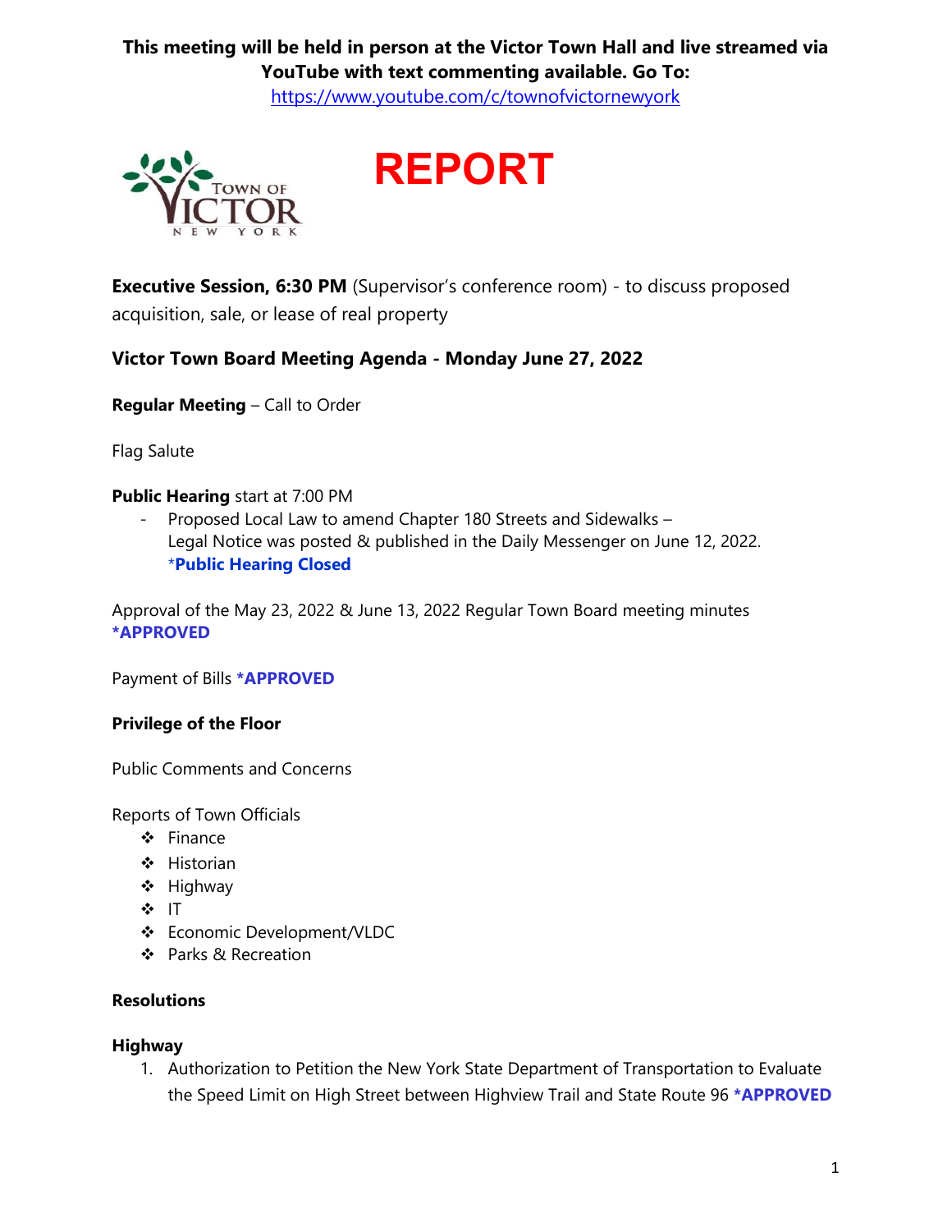**This meeting will be held in person at the Victor Town Hall and live streamed via YouTube with text commenting available. Go To:**
https://www.youtube.com/c/townofvictornewyork

# REPORT

**Executive Session, 6:30 PM** (Supervisor's conference room) - to discuss proposed acquisition, sale, or lease of real property

## Victor Town Board Meeting Agenda - Monday June 27, 2022

**Regular Meeting** – Call to Order

Flag Salute

**Public Hearing** start at 7:00 PM

- Proposed Local Law to amend Chapter 180 Streets and Sidewalks – Legal Notice was posted & published in the Daily Messenger on June 12, 2022. ***Public Hearing Closed**

Approval of the May 23, 2022 & June 13, 2022 Regular Town Board meeting minutes **\*APPROVED**

Payment of Bills **\*APPROVED**

**Privilege of the Floor**

Public Comments and Concerns

Reports of Town Officials

- Finance
- Historian
- Highway
- IT
- Economic Development/VLDC
- Parks & Recreation

**Resolutions**

**Highway**

1. Authorization to Petition the New York State Department of Transportation to Evaluate the Speed Limit on High Street between Highview Trail and State Route 96 **\*APPROVED**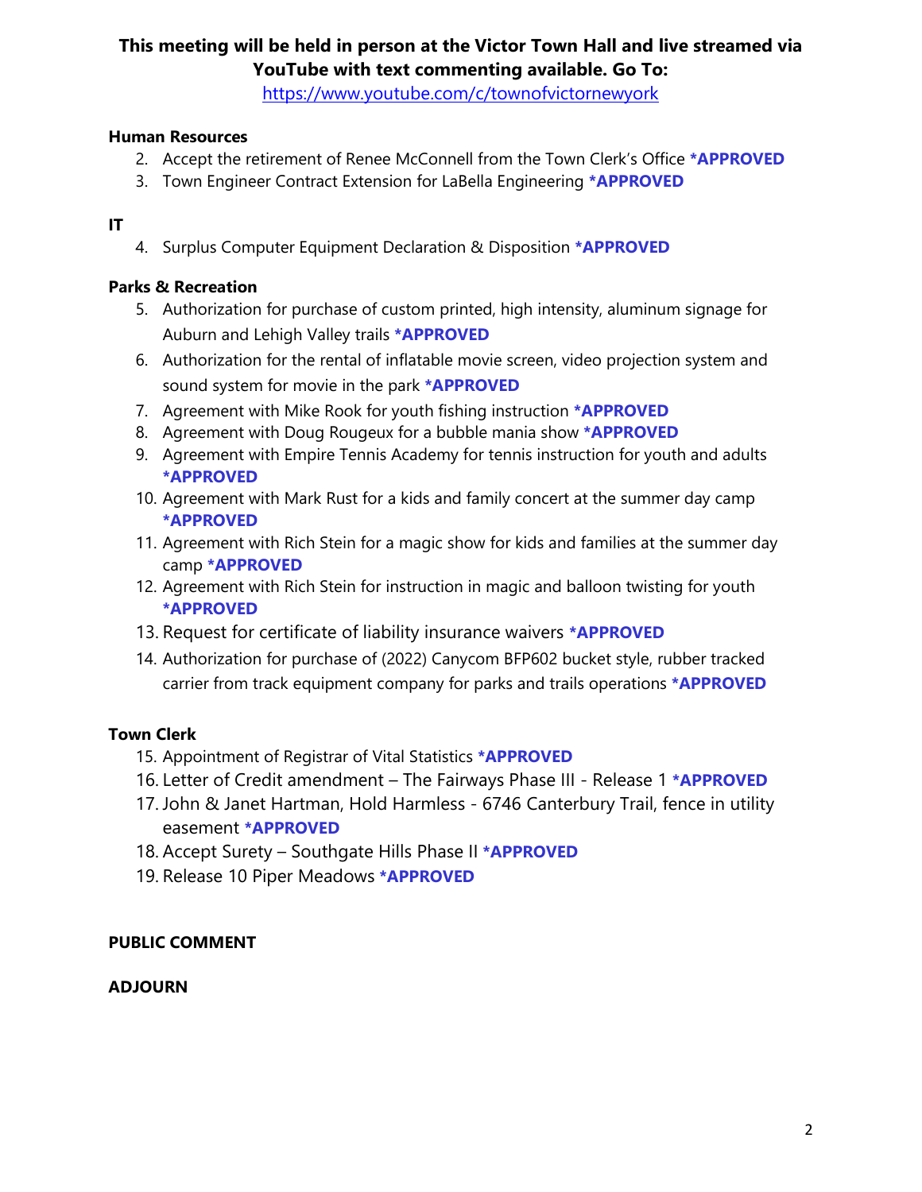**This meeting will be held in person at the Victor Town Hall and live streamed via YouTube with text commenting available. Go To:**
https://www.youtube.com/c/townofvictornewyork

**Human Resources**

2. Accept the retirement of Renee McConnell from the Town Clerk's Office ***APPROVED**
3. Town Engineer Contract Extension for LaBella Engineering ***APPROVED**

**IT**

4. Surplus Computer Equipment Declaration & Disposition ***APPROVED**

**Parks & Recreation**

5. Authorization for purchase of custom printed, high intensity, aluminum signage for Auburn and Lehigh Valley trails ***APPROVED**
6. Authorization for the rental of inflatable movie screen, video projection system and sound system for movie in the park ***APPROVED**
7. Agreement with Mike Rook for youth fishing instruction ***APPROVED**
8. Agreement with Doug Rougeux for a bubble mania show ***APPROVED**
9. Agreement with Empire Tennis Academy for tennis instruction for youth and adults ***APPROVED**
10. Agreement with Mark Rust for a kids and family concert at the summer day camp ***APPROVED**
11. Agreement with Rich Stein for a magic show for kids and families at the summer day camp ***APPROVED**
12. Agreement with Rich Stein for instruction in magic and balloon twisting for youth ***APPROVED**
13. Request for certificate of liability insurance waivers ***APPROVED**
14. Authorization for purchase of (2022) Canycom BFP602 bucket style, rubber tracked carrier from track equipment company for parks and trails operations ***APPROVED**

**Town Clerk**

15. Appointment of Registrar of Vital Statistics ***APPROVED**
16. Letter of Credit amendment – The Fairways Phase III - Release 1 ***APPROVED**
17. John & Janet Hartman, Hold Harmless - 6746 Canterbury Trail, fence in utility easement ***APPROVED**
18. Accept Surety – Southgate Hills Phase II ***APPROVED**
19. Release 10 Piper Meadows ***APPROVED**

**PUBLIC COMMENT**

**ADJOURN**